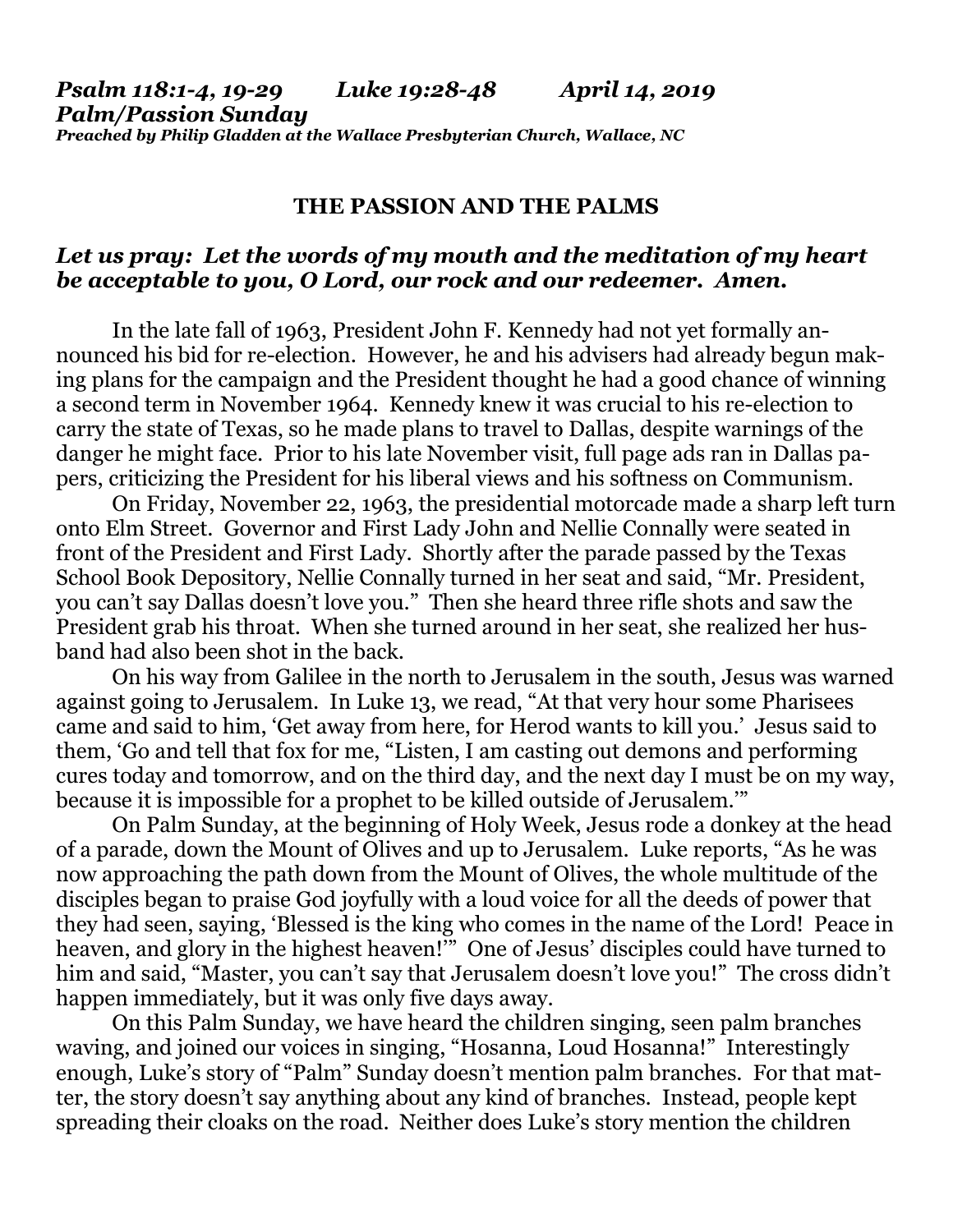***Psalm 118:1-4, 19-29    Luke 19:28-48    April 14, 2019***
***Palm/Passion Sunday***
***Preached by Philip Gladden at the Wallace Presbyterian Church, Wallace, NC***

## THE PASSION AND THE PALMS

***Let us pray: Let the words of my mouth and the meditation of my heart be acceptable to you, O Lord, our rock and our redeemer. Amen.***

In the late fall of 1963, President John F. Kennedy had not yet formally announced his bid for re-election. However, he and his advisers had already begun making plans for the campaign and the President thought he had a good chance of winning a second term in November 1964. Kennedy knew it was crucial to his re-election to carry the state of Texas, so he made plans to travel to Dallas, despite warnings of the danger he might face. Prior to his late November visit, full page ads ran in Dallas papers, criticizing the President for his liberal views and his softness on Communism.

On Friday, November 22, 1963, the presidential motorcade made a sharp left turn onto Elm Street. Governor and First Lady John and Nellie Connally were seated in front of the President and First Lady. Shortly after the parade passed by the Texas School Book Depository, Nellie Connally turned in her seat and said, "Mr. President, you can't say Dallas doesn't love you." Then she heard three rifle shots and saw the President grab his throat. When she turned around in her seat, she realized her husband had also been shot in the back.

On his way from Galilee in the north to Jerusalem in the south, Jesus was warned against going to Jerusalem. In Luke 13, we read, "At that very hour some Pharisees came and said to him, 'Get away from here, for Herod wants to kill you.' Jesus said to them, 'Go and tell that fox for me, "Listen, I am casting out demons and performing cures today and tomorrow, and on the third day, and the next day I must be on my way, because it is impossible for a prophet to be killed outside of Jerusalem."'"

On Palm Sunday, at the beginning of Holy Week, Jesus rode a donkey at the head of a parade, down the Mount of Olives and up to Jerusalem. Luke reports, "As he was now approaching the path down from the Mount of Olives, the whole multitude of the disciples began to praise God joyfully with a loud voice for all the deeds of power that they had seen, saying, 'Blessed is the king who comes in the name of the Lord! Peace in heaven, and glory in the highest heaven!'" One of Jesus' disciples could have turned to him and said, "Master, you can't say that Jerusalem doesn't love you!" The cross didn't happen immediately, but it was only five days away.

On this Palm Sunday, we have heard the children singing, seen palm branches waving, and joined our voices in singing, "Hosanna, Loud Hosanna!" Interestingly enough, Luke's story of "Palm" Sunday doesn't mention palm branches. For that matter, the story doesn't say anything about any kind of branches. Instead, people kept spreading their cloaks on the road. Neither does Luke's story mention the children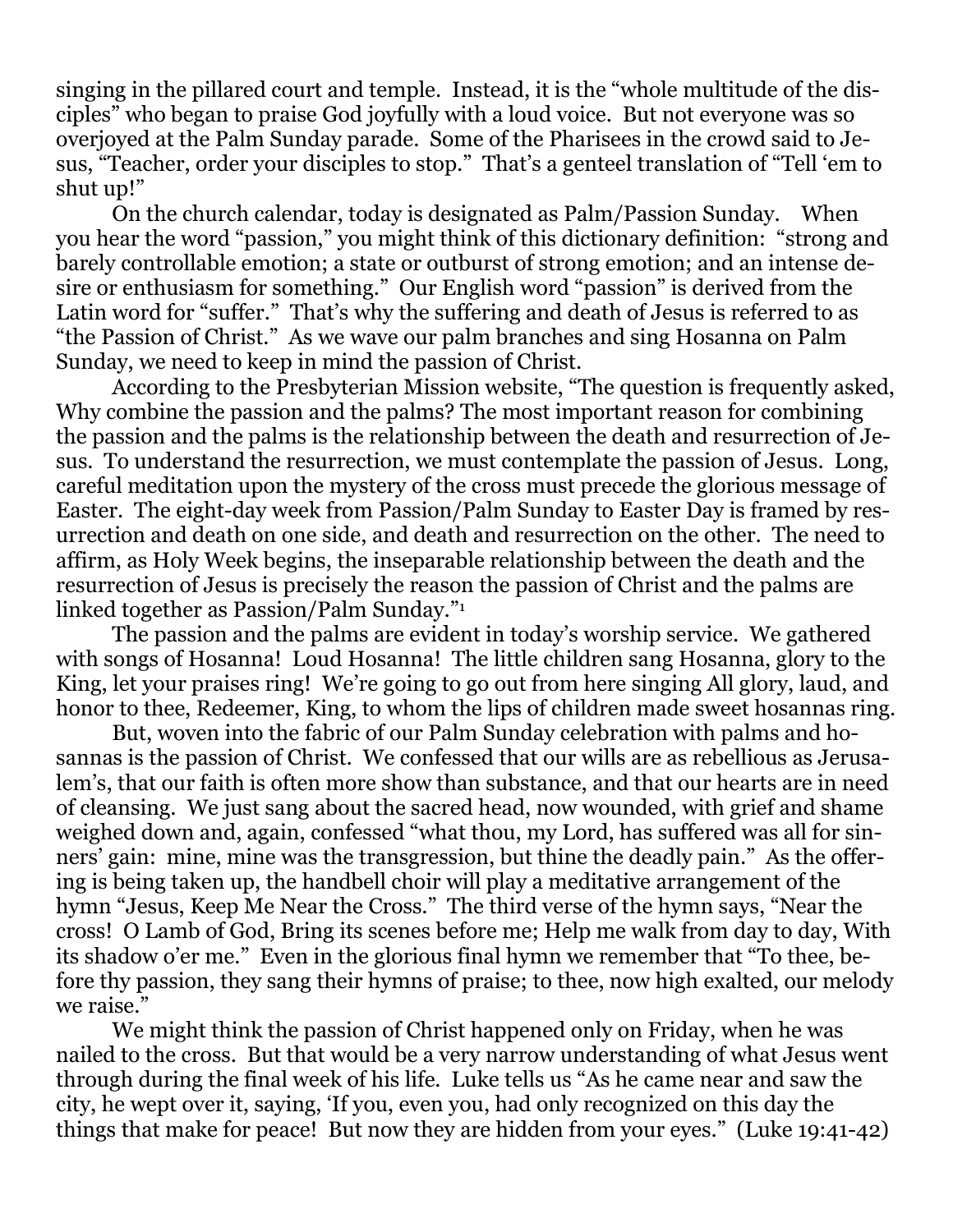singing in the pillared court and temple. Instead, it is the "whole multitude of the disciples" who began to praise God joyfully with a loud voice. But not everyone was so overjoyed at the Palm Sunday parade. Some of the Pharisees in the crowd said to Jesus, "Teacher, order your disciples to stop." That's a genteel translation of "Tell 'em to shut up!"

On the church calendar, today is designated as Palm/Passion Sunday. When you hear the word "passion," you might think of this dictionary definition: "strong and barely controllable emotion; a state or outburst of strong emotion; and an intense desire or enthusiasm for something." Our English word "passion" is derived from the Latin word for "suffer." That's why the suffering and death of Jesus is referred to as "the Passion of Christ." As we wave our palm branches and sing Hosanna on Palm Sunday, we need to keep in mind the passion of Christ.

According to the Presbyterian Mission website, "The question is frequently asked, Why combine the passion and the palms? The most important reason for combining the passion and the palms is the relationship between the death and resurrection of Jesus. To understand the resurrection, we must contemplate the passion of Jesus. Long, careful meditation upon the mystery of the cross must precede the glorious message of Easter. The eight-day week from Passion/Palm Sunday to Easter Day is framed by resurrection and death on one side, and death and resurrection on the other. The need to affirm, as Holy Week begins, the inseparable relationship between the death and the resurrection of Jesus is precisely the reason the passion of Christ and the palms are linked together as Passion/Palm Sunday."[1]

The passion and the palms are evident in today's worship service. We gathered with songs of Hosanna! Loud Hosanna! The little children sang Hosanna, glory to the King, let your praises ring! We're going to go out from here singing All glory, laud, and honor to thee, Redeemer, King, to whom the lips of children made sweet hosannas ring.

But, woven into the fabric of our Palm Sunday celebration with palms and hosannas is the passion of Christ. We confessed that our wills are as rebellious as Jerusalem's, that our faith is often more show than substance, and that our hearts are in need of cleansing. We just sang about the sacred head, now wounded, with grief and shame weighed down and, again, confessed "what thou, my Lord, has suffered was all for sinners' gain: mine, mine was the transgression, but thine the deadly pain." As the offering is being taken up, the handbell choir will play a meditative arrangement of the hymn "Jesus, Keep Me Near the Cross." The third verse of the hymn says, "Near the cross! O Lamb of God, Bring its scenes before me; Help me walk from day to day, With its shadow o'er me." Even in the glorious final hymn we remember that "To thee, before thy passion, they sang their hymns of praise; to thee, now high exalted, our melody we raise."

We might think the passion of Christ happened only on Friday, when he was nailed to the cross. But that would be a very narrow understanding of what Jesus went through during the final week of his life. Luke tells us "As he came near and saw the city, he wept over it, saying, 'If you, even you, had only recognized on this day the things that make for peace! But now they are hidden from your eyes." (Luke 19:41-42)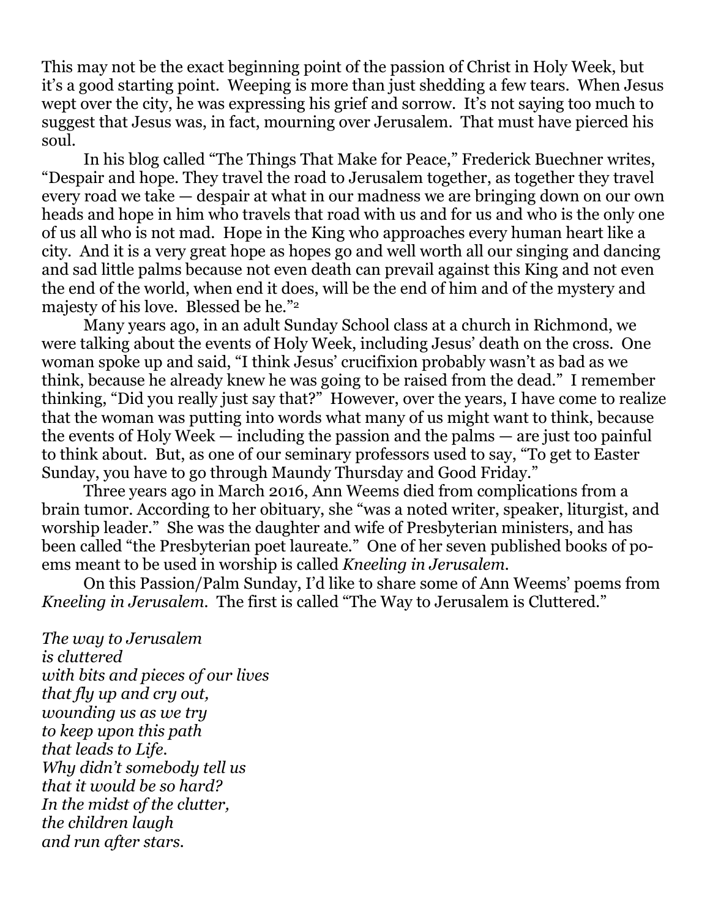This may not be the exact beginning point of the passion of Christ in Holy Week, but it's a good starting point. Weeping is more than just shedding a few tears. When Jesus wept over the city, he was expressing his grief and sorrow. It's not saying too much to suggest that Jesus was, in fact, mourning over Jerusalem. That must have pierced his soul.

In his blog called "The Things That Make for Peace," Frederick Buechner writes, "Despair and hope. They travel the road to Jerusalem together, as together they travel every road we take — despair at what in our madness we are bringing down on our own heads and hope in him who travels that road with us and for us and who is the only one of us all who is not mad. Hope in the King who approaches every human heart like a city. And it is a very great hope as hopes go and well worth all our singing and dancing and sad little palms because not even death can prevail against this King and not even the end of the world, when end it does, will be the end of him and of the mystery and majesty of his love. Blessed be he."[2]

Many years ago, in an adult Sunday School class at a church in Richmond, we were talking about the events of Holy Week, including Jesus' death on the cross. One woman spoke up and said, "I think Jesus' crucifixion probably wasn't as bad as we think, because he already knew he was going to be raised from the dead." I remember thinking, "Did you really just say that?" However, over the years, I have come to realize that the woman was putting into words what many of us might want to think, because the events of Holy Week — including the passion and the palms — are just too painful to think about. But, as one of our seminary professors used to say, "To get to Easter Sunday, you have to go through Maundy Thursday and Good Friday."

Three years ago in March 2016, Ann Weems died from complications from a brain tumor. According to her obituary, she "was a noted writer, speaker, liturgist, and worship leader." She was the daughter and wife of Presbyterian ministers, and has been called "the Presbyterian poet laureate." One of her seven published books of poems meant to be used in worship is called *Kneeling in Jerusalem*.

On this Passion/Palm Sunday, I'd like to share some of Ann Weems' poems from *Kneeling in Jerusalem*. The first is called "The Way to Jerusalem is Cluttered."

*The way to Jerusalem*
*is cluttered*
*with bits and pieces of our lives*
*that fly up and cry out,*
*wounding us as we try*
*to keep upon this path*
*that leads to Life.*
*Why didn't somebody tell us*
*that it would be so hard?*
*In the midst of the clutter,*
*the children laugh*
*and run after stars.*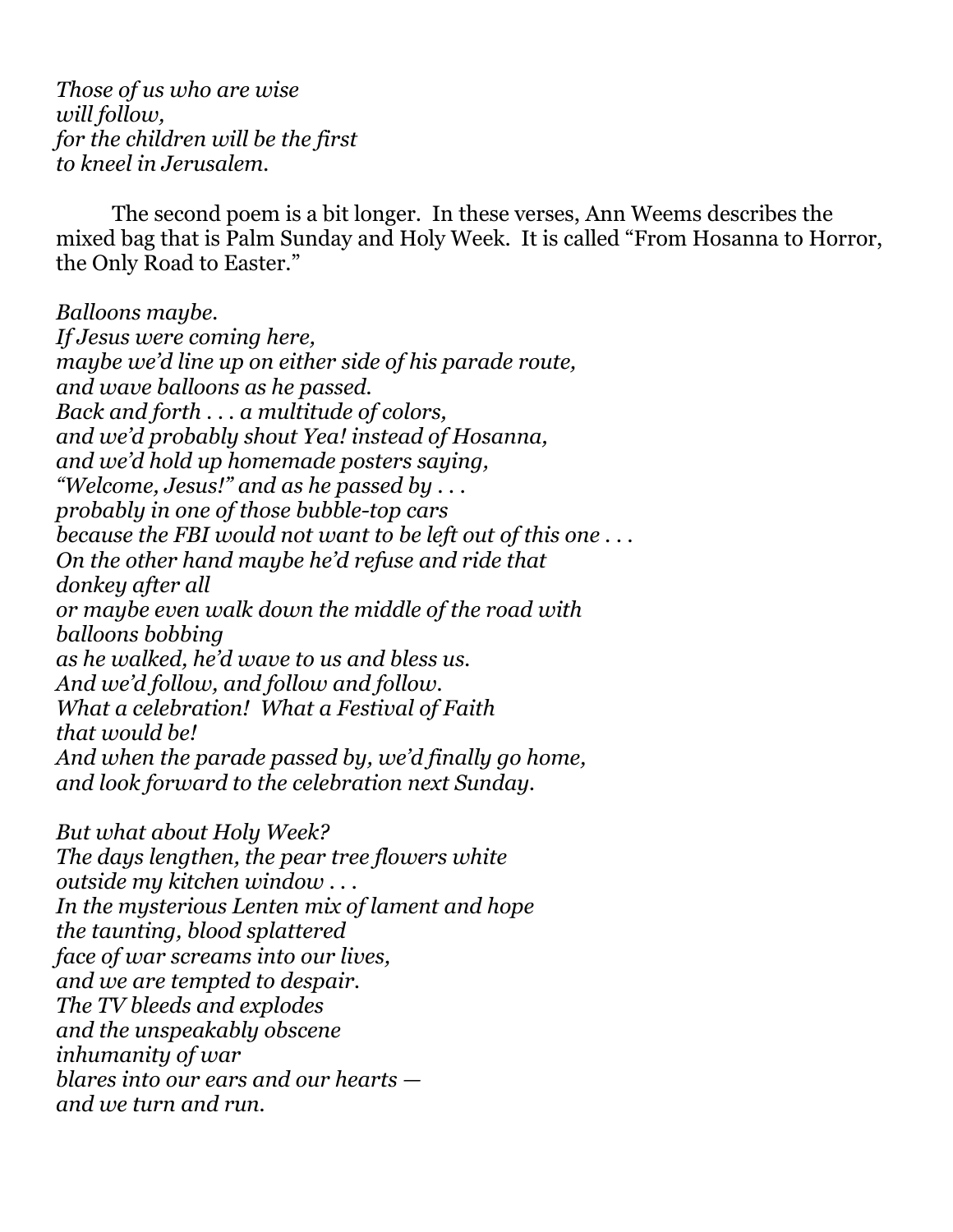*Those of us who are wise*
*will follow,*
*for the children will be the first*
*to kneel in Jerusalem.*

The second poem is a bit longer. In these verses, Ann Weems describes the mixed bag that is Palm Sunday and Holy Week. It is called "From Hosanna to Horror, the Only Road to Easter."

*Balloons maybe.*
*If Jesus were coming here,*
*maybe we'd line up on either side of his parade route,*
*and wave balloons as he passed.*
*Back and forth . . . a multitude of colors,*
*and we'd probably shout Yea! instead of Hosanna,*
*and we'd hold up homemade posters saying,*
*"Welcome, Jesus!" and as he passed by . . .*
*probably in one of those bubble-top cars*
*because the FBI would not want to be left out of this one . . .*
*On the other hand maybe he'd refuse and ride that*
*donkey after all*
*or maybe even walk down the middle of the road with*
*balloons bobbing*
*as he walked, he'd wave to us and bless us.*
*And we'd follow, and follow and follow.*
*What a celebration! What a Festival of Faith*
*that would be!*
*And when the parade passed by, we'd finally go home,*
*and look forward to the celebration next Sunday.*

*But what about Holy Week?*
*The days lengthen, the pear tree flowers white*
*outside my kitchen window . . .*
*In the mysterious Lenten mix of lament and hope*
*the taunting, blood splattered*
*face of war screams into our lives,*
*and we are tempted to despair.*
*The TV bleeds and explodes*
*and the unspeakably obscene*
*inhumanity of war*
*blares into our ears and our hearts —*
*and we turn and run.*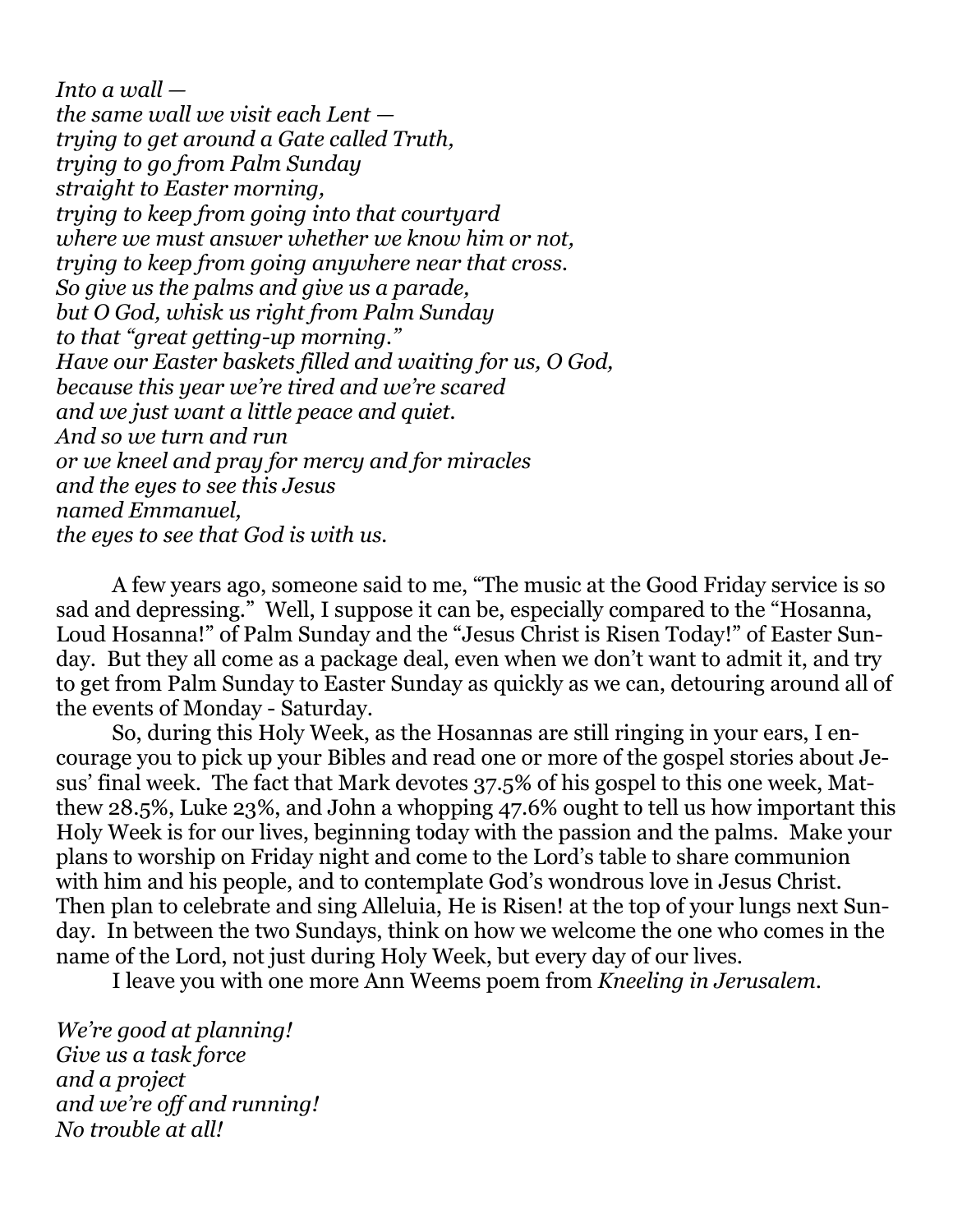*Into a wall —*
*the same wall we visit each Lent —*
*trying to get around a Gate called Truth,*
*trying to go from Palm Sunday*
*straight to Easter morning,*
*trying to keep from going into that courtyard*
*where we must answer whether we know him or not,*
*trying to keep from going anywhere near that cross.*
*So give us the palms and give us a parade,*
*but O God, whisk us right from Palm Sunday*
*to that "great getting-up morning."*
*Have our Easter baskets filled and waiting for us, O God,*
*because this year we're tired and we're scared*
*and we just want a little peace and quiet.*
*And so we turn and run*
*or we kneel and pray for mercy and for miracles*
*and the eyes to see this Jesus*
*named Emmanuel,*
*the eyes to see that God is with us.*

A few years ago, someone said to me, "The music at the Good Friday service is so sad and depressing." Well, I suppose it can be, especially compared to the "Hosanna, Loud Hosanna!" of Palm Sunday and the "Jesus Christ is Risen Today!" of Easter Sunday. But they all come as a package deal, even when we don't want to admit it, and try to get from Palm Sunday to Easter Sunday as quickly as we can, detouring around all of the events of Monday - Saturday.

So, during this Holy Week, as the Hosannas are still ringing in your ears, I encourage you to pick up your Bibles and read one or more of the gospel stories about Jesus' final week. The fact that Mark devotes 37.5% of his gospel to this one week, Matthew 28.5%, Luke 23%, and John a whopping 47.6% ought to tell us how important this Holy Week is for our lives, beginning today with the passion and the palms. Make your plans to worship on Friday night and come to the Lord's table to share communion with him and his people, and to contemplate God's wondrous love in Jesus Christ. Then plan to celebrate and sing Alleluia, He is Risen! at the top of your lungs next Sunday. In between the two Sundays, think on how we welcome the one who comes in the name of the Lord, not just during Holy Week, but every day of our lives.

I leave you with one more Ann Weems poem from *Kneeling in Jerusalem*.

*We're good at planning!*
*Give us a task force*
*and a project*
*and we're off and running!*
*No trouble at all!*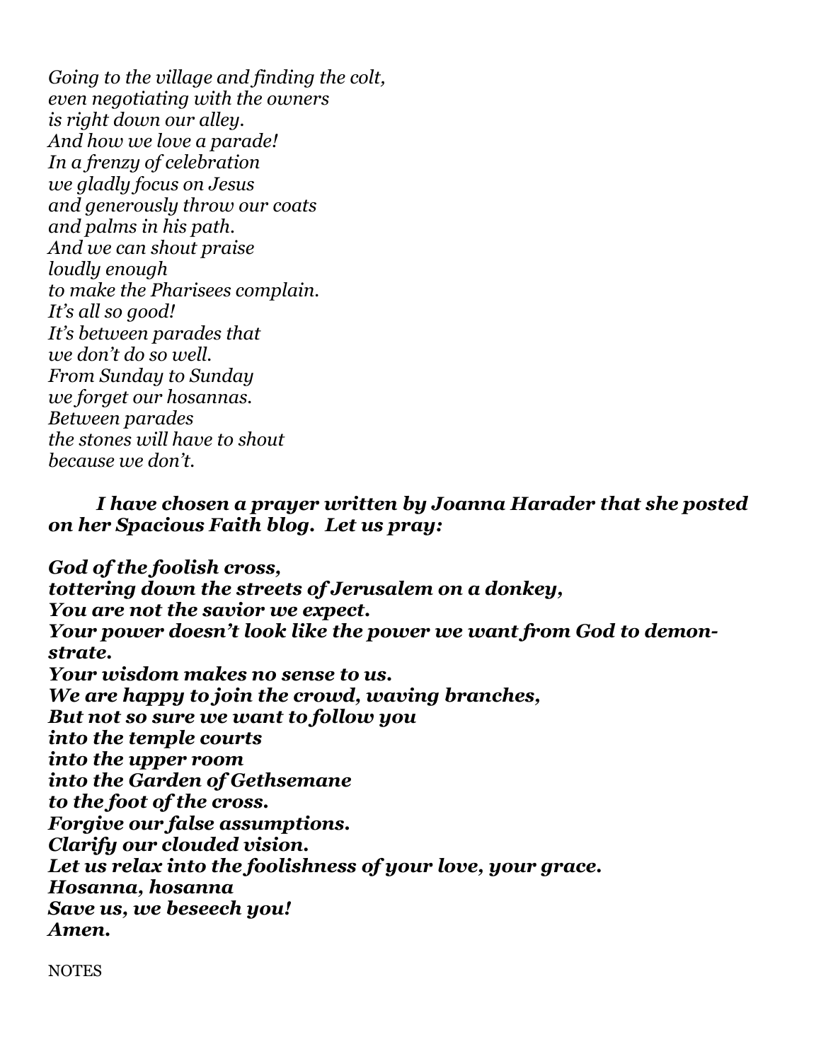*Going to the village and finding the colt,*
*even negotiating with the owners*
*is right down our alley.*
*And how we love a parade!*
*In a frenzy of celebration*
*we gladly focus on Jesus*
*and generously throw our coats*
*and palms in his path.*
*And we can shout praise*
*loudly enough*
*to make the Pharisees complain.*
*It's all so good!*
*It's between parades that*
*we don't do so well.*
*From Sunday to Sunday*
*we forget our hosannas.*
*Between parades*
*the stones will have to shout*
*because we don't.*

***I have chosen a prayer written by Joanna Harader that she posted on her Spacious Faith blog. Let us pray:***

***God of the foolish cross,***
***tottering down the streets of Jerusalem on a donkey,***
***You are not the savior we expect.***
***Your power doesn't look like the power we want from God to demonstrate.***
***Your wisdom makes no sense to us.***
***We are happy to join the crowd, waving branches,***
***But not so sure we want to follow you***
***into the temple courts***
***into the upper room***
***into the Garden of Gethsemane***
***to the foot of the cross.***
***Forgive our false assumptions.***
***Clarify our clouded vision.***
***Let us relax into the foolishness of your love, your grace.***
***Hosanna, hosanna***
***Save us, we beseech you!***
***Amen.***

NOTES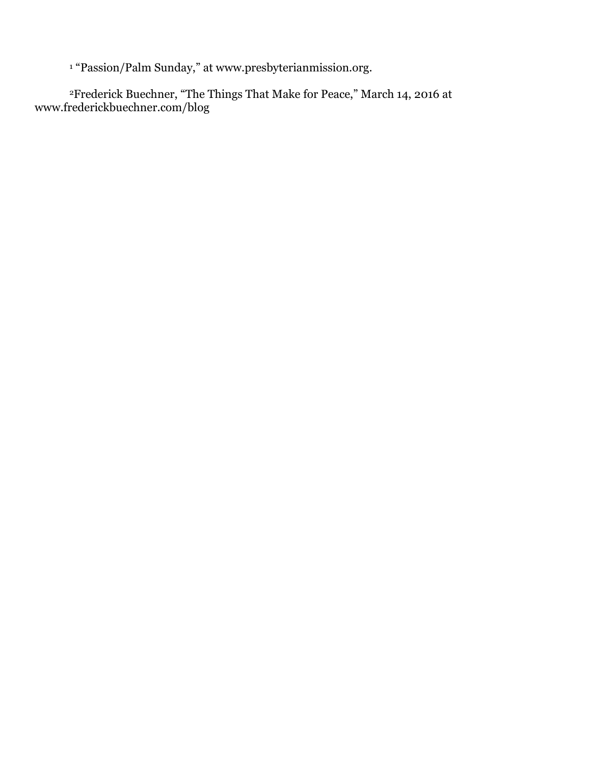[1] "Passion/Palm Sunday," at www.presbyterianmission.org.

[2]Frederick Buechner, "The Things That Make for Peace," March 14, 2016 at www.frederickbuechner.com/blog